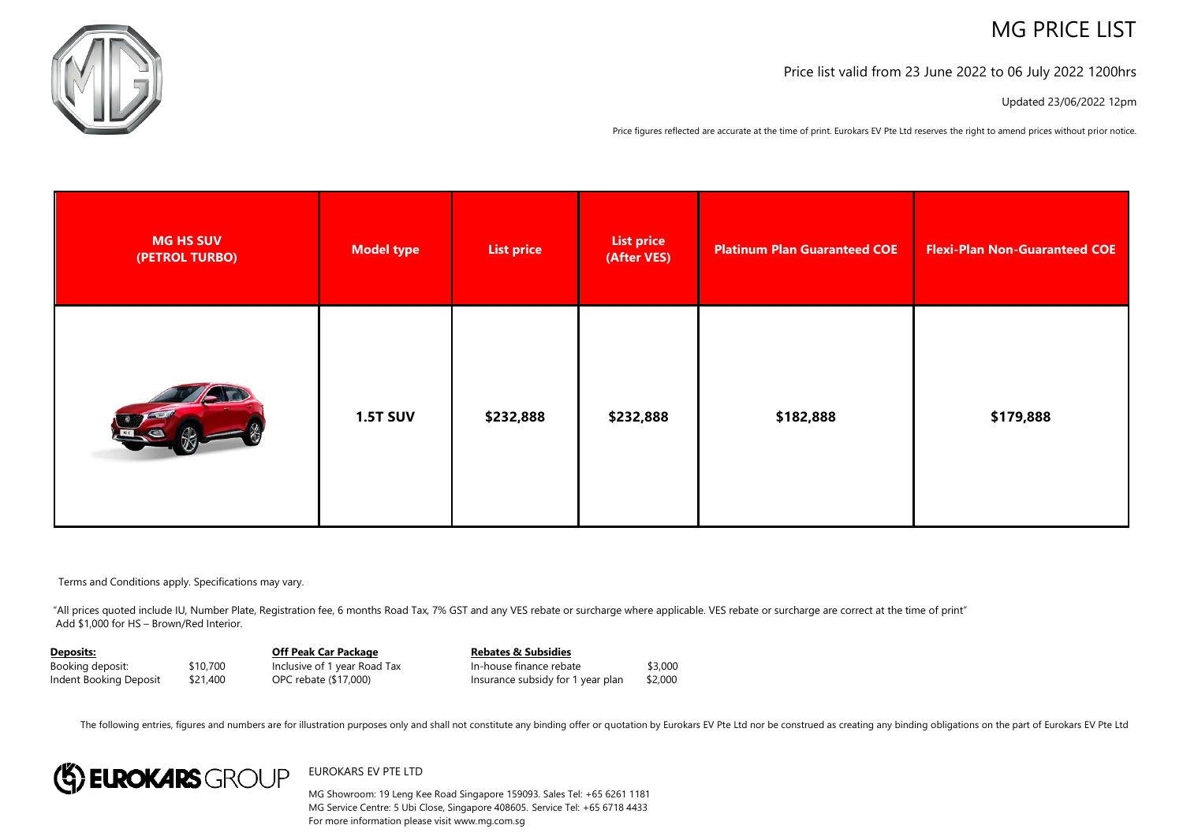# MG PRICE LIST

Price list valid from 23 June 2022 to 06 July 2022 1200hrs

Updated 23/06/2022 12pm

Price figures reflected are accurate at the time of print. Eurokars EV Pte Ltd reserves the right to amend prices without prior notice.

| MG HS SUV (PETROL TURBO) | Model type | List price | List price (After VES) | Platinum Plan Guaranteed COE | Flexi-Plan Non-Guaranteed COE |
|---|---|---|---|---|---|
| | **1.5T SUV** | **$232,888** | **$232,888** | **$182,888** | **$179,888** |

Terms and Conditions apply. Specifications may vary.

"All prices quoted include IU, Number Plate, Registration fee, 6 months Road Tax, 7% GST and any VES rebate or surcharge where applicable. VES rebate or surcharge are correct at the time of print"
Add $1,000 for HS – Brown/Red Interior.

**Deposits:**

| | |
|---|---|
| Booking deposit: | $10,700 |
| Indent Booking Deposit | $21,400 |

**Off Peak Car Package**

Inclusive of 1 year Road Tax
OPC rebate ($17,000)

**Rebates & Subsidies**

| | |
|---|---|
| In-house finance rebate | $3,000 |
| Insurance subsidy for 1 year plan | $2,000 |

The following entries, figures and numbers are for illustration purposes only and shall not constitute any binding offer or quotation by Eurokars EV Pte Ltd nor be construed as creating any binding obligations on the part of Eurokars EV Pte Ltd

EUROKARS GROUP

EUROKARS EV PTE LTD

MG Showroom: 19 Leng Kee Road Singapore 159093. Sales Tel: +65 6261 1181
MG Service Centre: 5 Ubi Close, Singapore 408605. Service Tel: +65 6718 4433
For more information please visit www.mg.com.sg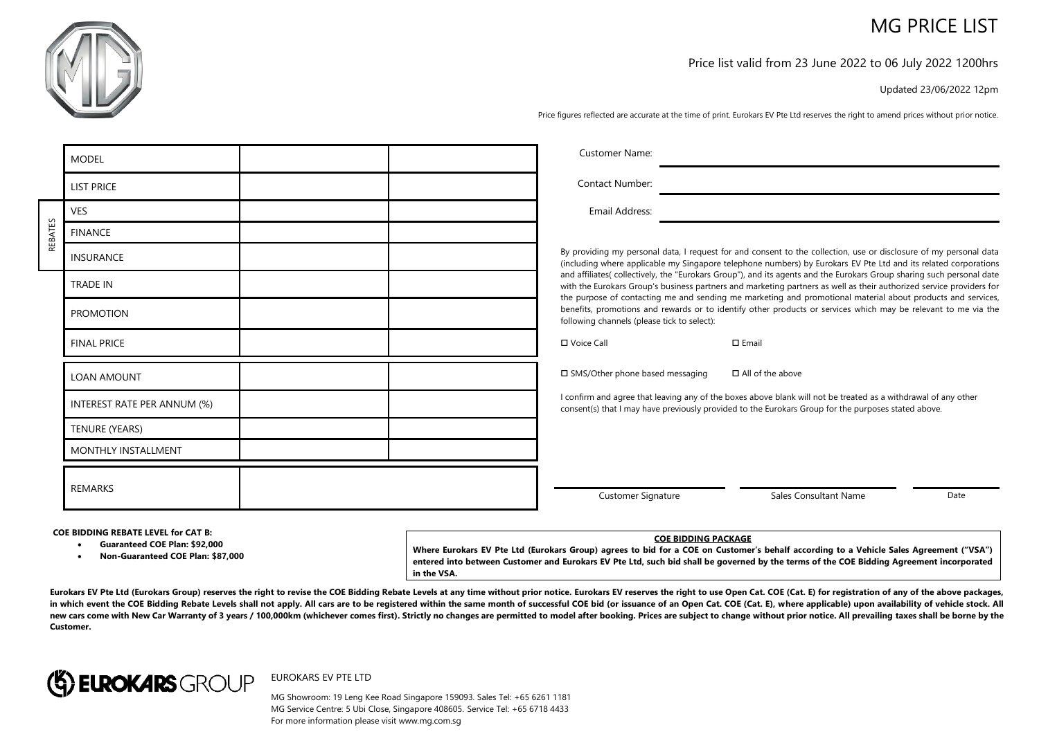# MG PRICE LIST

Price list valid from 23 June 2022 to 06 July 2022 1200hrs

Updated 23/06/2022 12pm

Price figures reflected are accurate at the time of print. Eurokars EV Pte Ltd reserves the right to amend prices without prior notice.

| | | | |
|---|---|---|---|
| | MODEL | | |
| | LIST PRICE | | |
| REBATES | VES | | |
| | FINANCE | | |
| | INSURANCE | | |
| | TRADE IN | | |
| | PROMOTION | | |
| | FINAL PRICE | | |
| | LOAN AMOUNT | | |
| | INTEREST RATE PER ANNUM (%) | | |
| | TENURE (YEARS) | | |
| | MONTHLY INSTALLMENT | | |
| | REMARKS | | |

Customer Name:

Contact Number:

Email Address:

By providing my personal data, I request for and consent to the collection, use or disclosure of my personal data (including where applicable my Singapore telephone numbers) by Eurokars EV Pte Ltd and its related corporations and affiliates( collectively, the "Eurokars Group"), and its agents and the Eurokars Group sharing such personal date with the Eurokars Group's business partners and marketing partners as well as their authorized service providers for the purpose of contacting me and sending me marketing and promotional material about products and services, benefits, promotions and rewards or to identify other products or services which may be relevant to me via the following channels (please tick to select):

☐ Voice Call ☐ Email

☐ SMS/Other phone based messaging ☐ All of the above

I confirm and agree that leaving any of the boxes above blank will not be treated as a withdrawal of any other consent(s) that I may have previously provided to the Eurokars Group for the purposes stated above.

Customer Signature | Sales Consultant Name | Date

**COE BIDDING REBATE LEVEL for CAT B:**

- **Guaranteed COE Plan: $92,000**
- **Non-Guaranteed COE Plan: $87,000**

**COE BIDDING PACKAGE**

**Where Eurokars EV Pte Ltd (Eurokars Group) agrees to bid for a COE on Customer's behalf according to a Vehicle Sales Agreement ("VSA") entered into between Customer and Eurokars EV Pte Ltd, such bid shall be governed by the terms of the COE Bidding Agreement incorporated in the VSA.**

**Eurokars EV Pte Ltd (Eurokars Group) reserves the right to revise the COE Bidding Rebate Levels at any time without prior notice. Eurokars EV reserves the right to use Open Cat. COE (Cat. E) for registration of any of the above packages, in which event the COE Bidding Rebate Levels shall not apply. All cars are to be registered within the same month of successful COE bid (or issuance of an Open Cat. COE (Cat. E), where applicable) upon availability of vehicle stock. All new cars come with New Car Warranty of 3 years / 100,000km (whichever comes first). Strictly no changes are permitted to model after booking. Prices are subject to change without prior notice. All prevailing taxes shall be borne by the Customer.**

EUROKARS GROUP

EUROKARS EV PTE LTD

MG Showroom: 19 Leng Kee Road Singapore 159093. Sales Tel: +65 6261 1181
MG Service Centre: 5 Ubi Close, Singapore 408605. Service Tel: +65 6718 4433
For more information please visit www.mg.com.sg